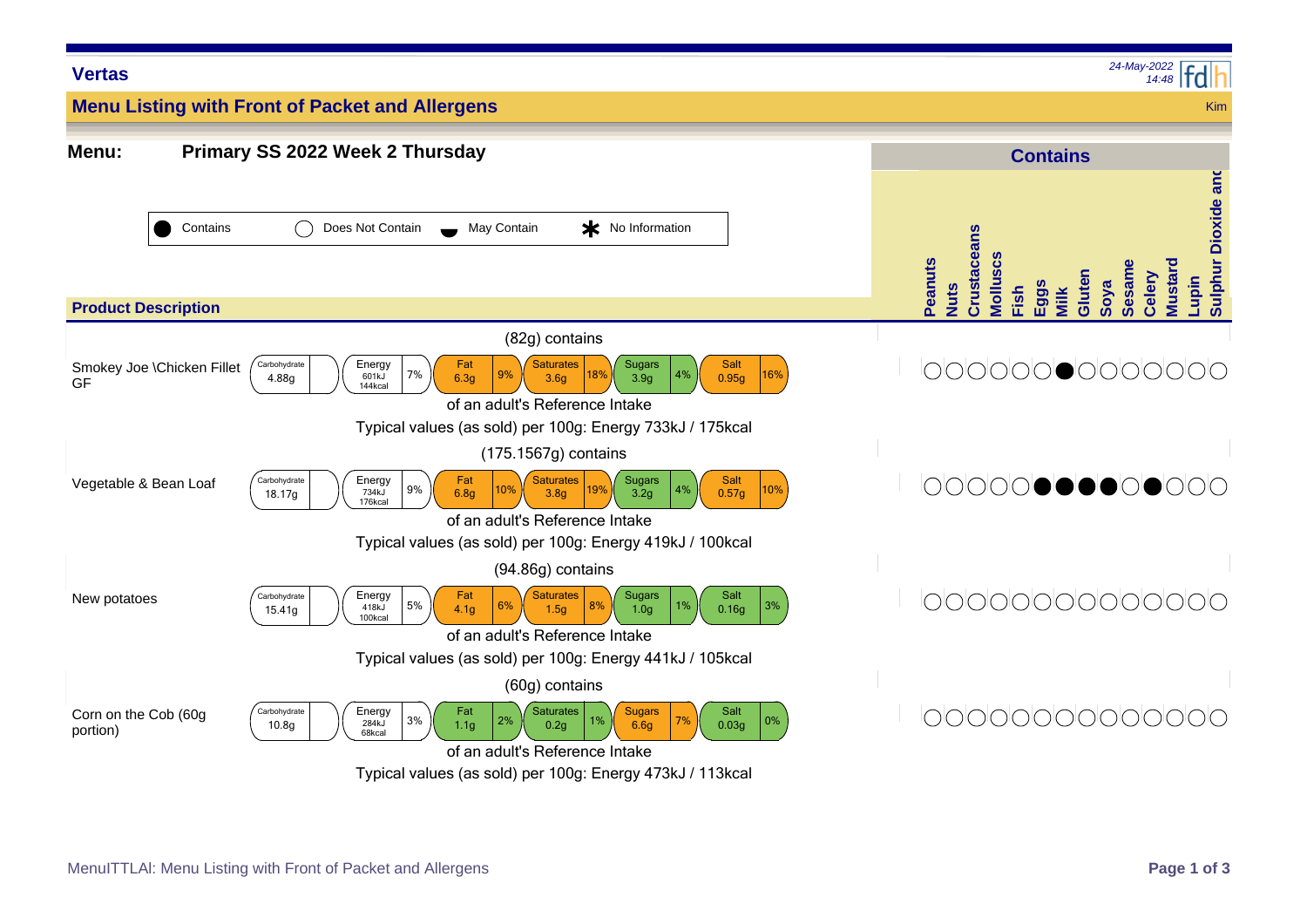## Vertas

24-May-2022 14:48

## Menu Listing with Front of Packet and Allergens

Kim

**Menu:** **Primary SS 2022 Week 2 Thursday**

● Contains ○ Does Not Contain ◒ May Contain ✱ No Information

| Product Description | Portion | Carbohydrate | Energy | Energy % | Fat | Fat % | Saturates | Saturates % | Sugars | Sugars % | Salt | Salt % | Typical values (as sold) per 100g | Peanuts | Nuts | Crustaceans | Molluscs | Fish | Eggs | Milk | Gluten | Soya | Sesame | Celery | Mustard | Lupin | Sulphur Dioxide and |
|---|---|---|---|---|---|---|---|---|---|---|---|---|---|---|---|---|---|---|---|---|---|---|---|---|---|---|---|
| Smokey Joe \Chicken Fillet GF | (82g) contains | 4.88g | 601kJ 144kcal | 7% | 6.3g | 9% | 3.6g | 18% | 3.9g | 4% | 0.95g | 16% | Energy 733kJ / 175kcal | ○ | ○ | ○ | ○ | ○ | ○ | ● | ○ | ○ | ○ | ○ | ○ | ○ | ○ |
| Vegetable & Bean Loaf | (175.1567g) contains | 18.17g | 734kJ 176kcal | 9% | 6.8g | 10% | 3.8g | 19% | 3.2g | 4% | 0.57g | 10% | Energy 419kJ / 100kcal | ○ | ○ | ○ | ○ | ○ | ● | ● | ● | ● | ○ | ● | ○ | ○ | ○ |
| New potatoes | (94.86g) contains | 15.41g | 418kJ 100kcal | 5% | 4.1g | 6% | 1.5g | 8% | 1.0g | 1% | 0.16g | 3% | Energy 441kJ / 105kcal | ○ | ○ | ○ | ○ | ○ | ○ | ○ | ○ | ○ | ○ | ○ | ○ | ○ | ○ |
| Corn on the Cob (60g portion) | (60g) contains | 10.8g | 284kJ 68kcal | 3% | 1.1g | 2% | 0.2g | 1% | 6.6g | 7% | 0.03g | 0% | Energy 473kJ / 113kcal | ○ | ○ | ○ | ○ | ○ | ○ | ○ | ○ | ○ | ○ | ○ | ○ | ○ | ○ |

Percentages are of an adult's Reference Intake.

MenuITTLAI: Menu Listing with Front of Packet and Allergens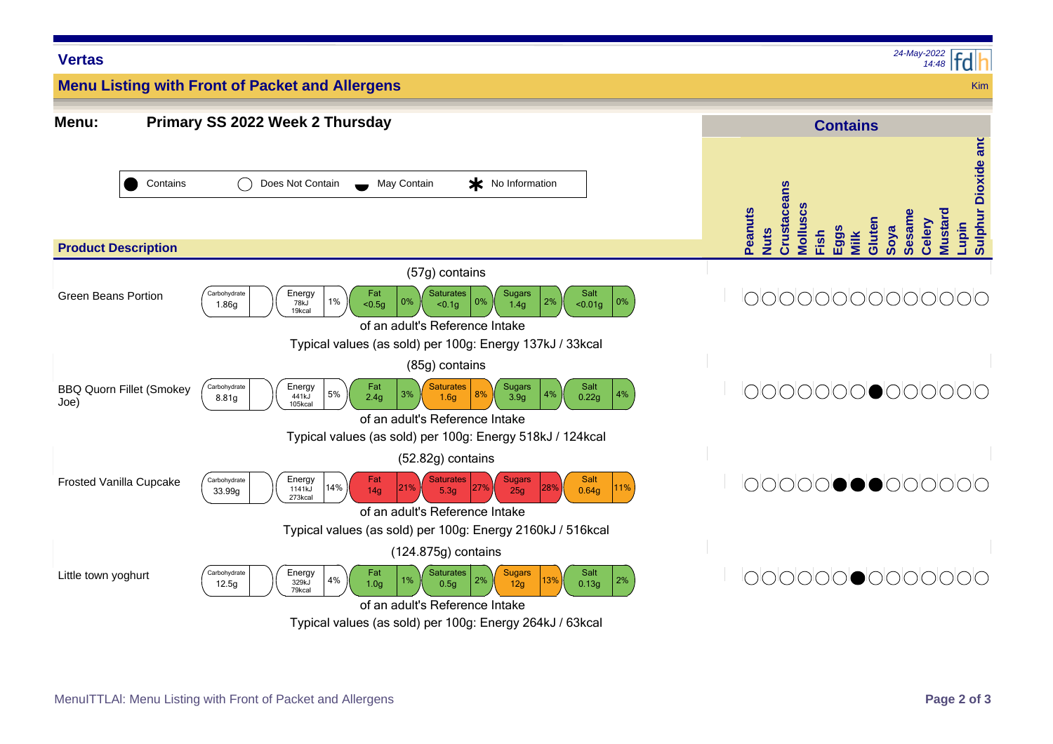**Vertas**

*24-May-2022 14:48*

## Menu Listing with Front of Packet and Allergens

Kim

**Menu:** **Primary SS 2022 Week 2 Thursday**

Key: ● Contains | ○ Does Not Contain | ◒ May Contain | ✱ No Information

### Product Description

**Green Beans Portion**

(57g) contains

| Carbohydrate | Energy | Fat | Saturates | Sugars | Salt |
|---|---|---|---|---|---|
| 1.86g | 78kJ 19kcal (1%) | <0.5g (0%) | <0.1g (0%) | 1.4g (2%) | <0.01g (0%) |

of an adult's Reference Intake

Typical values (as sold) per 100g: Energy 137kJ / 33kcal

**BBQ Quorn Fillet (Smokey Joe)**

(85g) contains

| Carbohydrate | Energy | Fat | Saturates | Sugars | Salt |
|---|---|---|---|---|---|
| 8.81g | 441kJ 105kcal (5%) | 2.4g (3%) | 1.6g (8%) | 3.9g (4%) | 0.22g (4%) |

of an adult's Reference Intake

Typical values (as sold) per 100g: Energy 518kJ / 124kcal

**Frosted Vanilla Cupcake**

(52.82g) contains

| Carbohydrate | Energy | Fat | Saturates | Sugars | Salt |
|---|---|---|---|---|---|
| 33.99g | 1141kJ 273kcal (14%) | 14g (21%) | 5.3g (27%) | 25g (28%) | 0.64g (11%) |

of an adult's Reference Intake

Typical values (as sold) per 100g: Energy 2160kJ / 516kcal

**Little town yoghurt**

(124.875g) contains

| Carbohydrate | Energy | Fat | Saturates | Sugars | Salt |
|---|---|---|---|---|---|
| 12.5g | 329kJ 79kcal (4%) | 1.0g (1%) | 0.5g (2%) | 12g (13%) | 0.13g (2%) |

of an adult's Reference Intake

Typical values (as sold) per 100g: Energy 264kJ / 63kcal

### Contains

| Product | Peanuts | Nuts | Crustaceans | Molluscs | Fish | Eggs | Milk | Gluten | Soya | Sesame | Celery | Mustard | Lupin | Sulphur Dioxide and |
|---|---|---|---|---|---|---|---|---|---|---|---|---|---|---|
| Green Beans Portion | ○ | ○ | ○ | ○ | ○ | ○ | ○ | ○ | ○ | ○ | ○ | ○ | ○ | ○ |
| BBQ Quorn Fillet (Smokey Joe) | ○ | ○ | ○ | ○ | ○ | ○ | ○ | ● | ○ | ○ | ○ | ○ | ○ | ○ |
| Frosted Vanilla Cupcake | ○ | ○ | ○ | ○ | ○ | ● | ● | ● | ○ | ○ | ○ | ○ | ○ | ○ |
| Little town yoghurt | ○ | ○ | ○ | ○ | ○ | ○ | ● | ○ | ○ | ○ | ○ | ○ | ○ | ○ |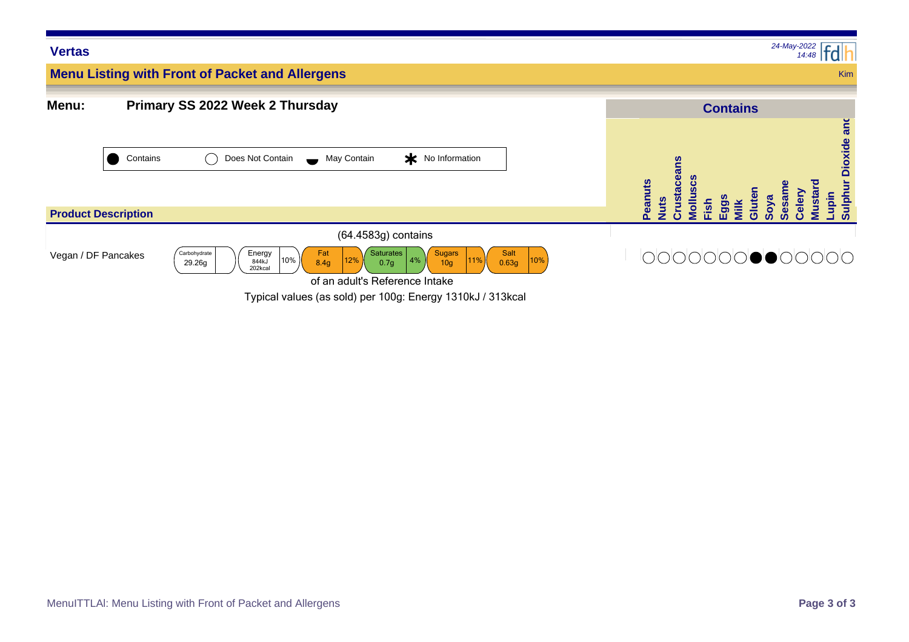**Vertas**

*24-May-2022 14:48*

## Menu Listing with Front of Packet and Allergens

Kim

**Menu: Primary SS 2022 Week 2 Thursday**

● Contains ○ Does Not Contain ◒ May Contain ✱ No Information

| Product Description | Nutrition | Peanuts | Nuts | Crustaceans | Molluscs | Fish | Eggs | Milk | Gluten | Soya | Sesame | Celery | Mustard | Lupin | Sulphur Dioxide and |
|---|---|---|---|---|---|---|---|---|---|---|---|---|---|---|---|
| Vegan / DF Pancakes | (64.4583g) contains: Carbohydrate 29.26g; Energy 844kJ 202kcal 10%; Fat 8.4g 12%; Saturates 0.7g 4%; Sugars 10g 11%; Salt 0.63g 10% of an adult's Reference Intake. Typical values (as sold) per 100g: Energy 1310kJ / 313kcal | ○ | ○ | ○ | ○ | ○ | ○ | ○ | ● | ● | ○ | ○ | ○ | ○ | ○ |

MenuITTLAI: Menu Listing with Front of Packet and Allergens